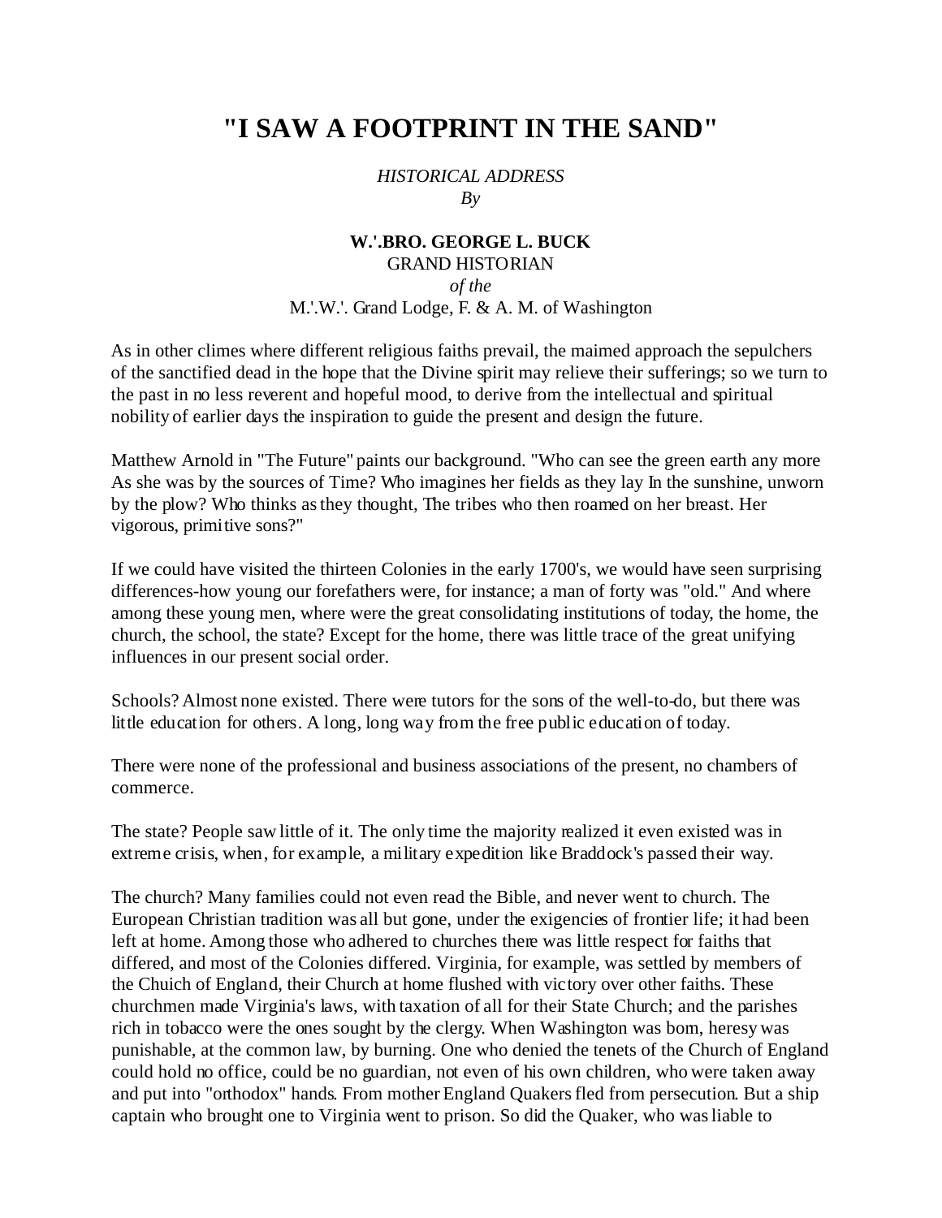# "I SAW A FOOTPRINT IN THE SAND"

*HISTORICAL ADDRESS*
*By*

**W.'.BRO. GEORGE L. BUCK**
GRAND HISTORIAN
*of the*
M.'.W.'. Grand Lodge, F. & A. M. of Washington

As in other climes where different religious faiths prevail, the maimed approach the sepulchers of the sanctified dead in the hope that the Divine spirit may relieve their sufferings; so we turn to the past in no less reverent and hopeful mood, to derive from the intellectual and spiritual nobility of earlier days the inspiration to guide the present and design the future.

Matthew Arnold in "The Future" paints our background. "Who can see the green earth any more As she was by the sources of Time? Who imagines her fields as they lay In the sunshine, unworn by the plow? Who thinks as they thought, The tribes who then roamed on her breast. Her vigorous, primitive sons?"

If we could have visited the thirteen Colonies in the early 1700's, we would have seen surprising differences-how young our forefathers were, for instance; a man of forty was "old." And where among these young men, where were the great consolidating institutions of today, the home, the church, the school, the state? Except for the home, there was little trace of the great unifying influences in our present social order.

Schools? Almost none existed. There were tutors for the sons of the well-to-do, but there was little education for others. A long, long way from the free public education of today.

There were none of the professional and business associations of the present, no chambers of commerce.

The state? People saw little of it. The only time the majority realized it even existed was in extreme crisis, when, for example, a military expedition like Braddock's passed their way.

The church? Many families could not even read the Bible, and never went to church. The European Christian tradition was all but gone, under the exigencies of frontier life; it had been left at home. Among those who adhered to churches there was little respect for faiths that differed, and most of the Colonies differed. Virginia, for example, was settled by members of the Chuich of England, their Church at home flushed with victory over other faiths. These churchmen made Virginia's laws, with taxation of all for their State Church; and the parishes rich in tobacco were the ones sought by the clergy. When Washington was born, heresy was punishable, at the common law, by burning. One who denied the tenets of the Church of England could hold no office, could be no guardian, not even of his own children, who were taken away and put into "orthodox" hands. From mother England Quakers fled from persecution. But a ship captain who brought one to Virginia went to prison. So did the Quaker, who was liable to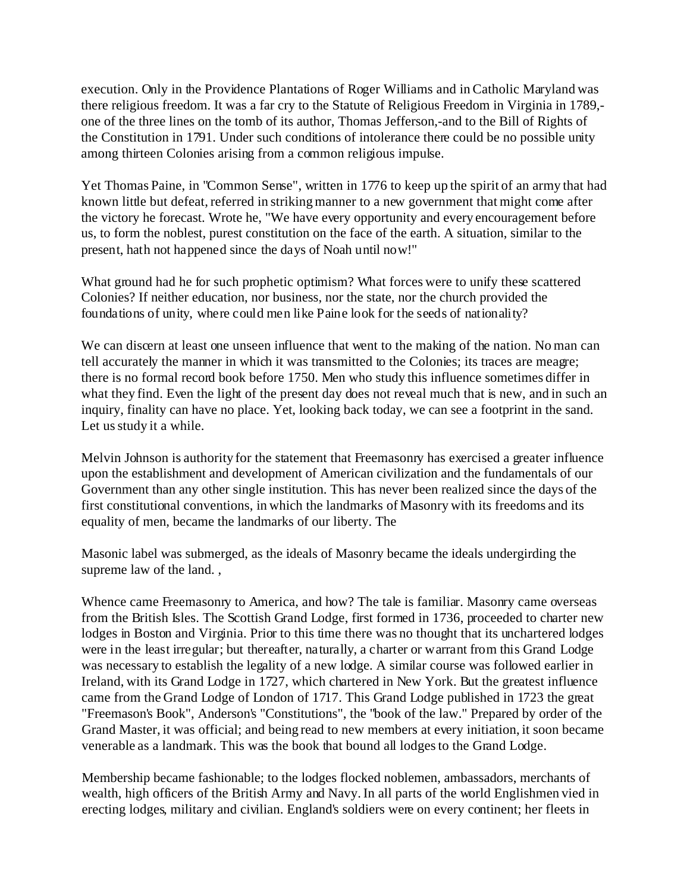execution. Only in the Providence Plantations of Roger Williams and in Catholic Maryland was there religious freedom. It was a far cry to the Statute of Religious Freedom in Virginia in 1789,-one of the three lines on the tomb of its author, Thomas Jefferson,-and to the Bill of Rights of the Constitution in 1791. Under such conditions of intolerance there could be no possible unity among thirteen Colonies arising from a common religious impulse.

Yet Thomas Paine, in "Common Sense", written in 1776 to keep up the spirit of an army that had known little but defeat, referred in striking manner to a new government that might come after the victory he forecast. Wrote he, "We have every opportunity and every encouragement before us, to form the noblest, purest constitution on the face of the earth. A situation, similar to the present, hath not happened since the days of Noah until now!"

What ground had he for such prophetic optimism? What forces were to unify these scattered Colonies? If neither education, nor business, nor the state, nor the church provided the foundations of unity, where could men like Paine look for the seeds of nationality?

We can discern at least one unseen influence that went to the making of the nation. No man can tell accurately the manner in which it was transmitted to the Colonies; its traces are meagre; there is no formal record book before 1750. Men who study this influence sometimes differ in what they find. Even the light of the present day does not reveal much that is new, and in such an inquiry, finality can have no place. Yet, looking back today, we can see a footprint in the sand. Let us study it a while.

Melvin Johnson is authority for the statement that Freemasonry has exercised a greater influence upon the establishment and development of American civilization and the fundamentals of our Government than any other single institution. This has never been realized since the days of the first constitutional conventions, in which the landmarks of Masonry with its freedoms and its equality of men, became the landmarks of our liberty. The

Masonic label was submerged, as the ideals of Masonry became the ideals undergirding the supreme law of the land. ,

Whence came Freemasonry to America, and how? The tale is familiar. Masonry came overseas from the British Isles. The Scottish Grand Lodge, first formed in 1736, proceeded to charter new lodges in Boston and Virginia. Prior to this time there was no thought that its unchartered lodges were in the least irregular; but thereafter, naturally, a charter or warrant from this Grand Lodge was necessary to establish the legality of a new lodge. A similar course was followed earlier in Ireland, with its Grand Lodge in 1727, which chartered in New York. But the greatest influence came from the Grand Lodge of London of 1717. This Grand Lodge published in 1723 the great "Freemason's Book", Anderson's "Constitutions", the "book of the law." Prepared by order of the Grand Master, it was official; and being read to new members at every initiation, it soon became venerable as a landmark. This was the book that bound all lodges to the Grand Lodge.

Membership became fashionable; to the lodges flocked noblemen, ambassadors, merchants of wealth, high officers of the British Army and Navy. In all parts of the world Englishmen vied in erecting lodges, military and civilian. England's soldiers were on every continent; her fleets in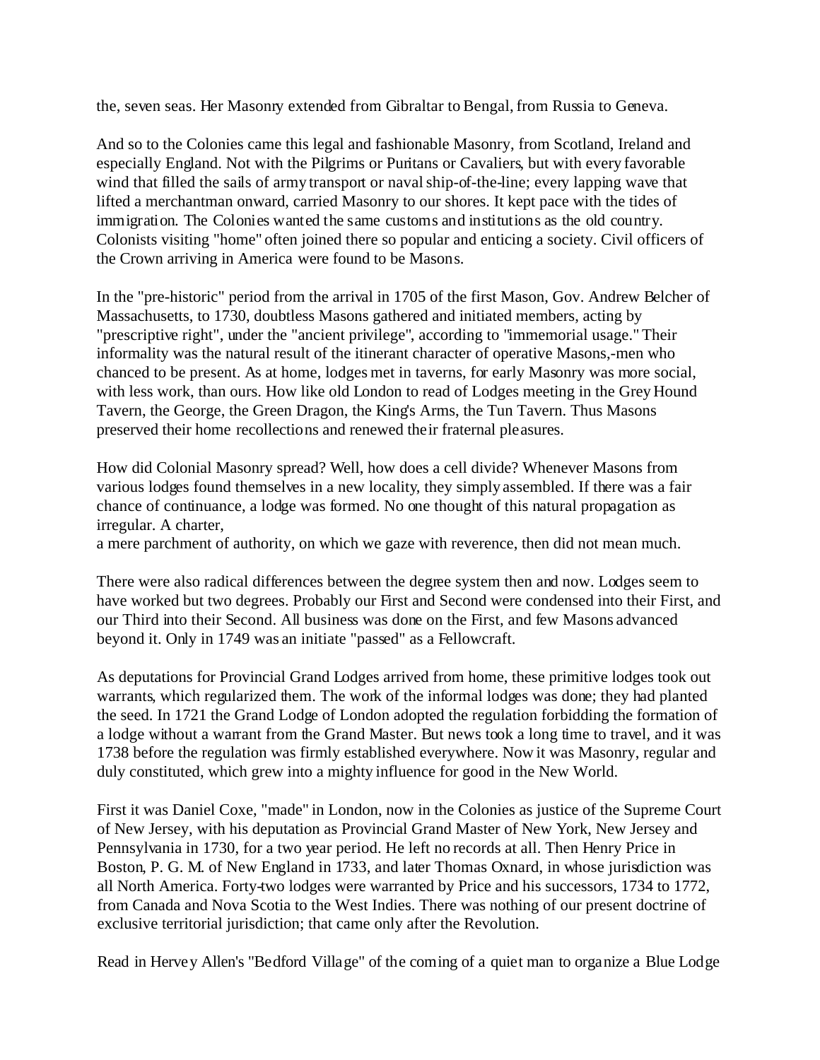the, seven seas. Her Masonry extended from Gibraltar to Bengal, from Russia to Geneva.

And so to the Colonies came this legal and fashionable Masonry, from Scotland, Ireland and especially England. Not with the Pilgrims or Puritans or Cavaliers, but with every favorable wind that filled the sails of army transport or naval ship-of-the-line; every lapping wave that lifted a merchantman onward, carried Masonry to our shores. It kept pace with the tides of immigration. The Colonies wanted the same customs and institutions as the old country. Colonists visiting "home" often joined there so popular and enticing a society. Civil officers of the Crown arriving in America were found to be Masons.

In the "pre-historic" period from the arrival in 1705 of the first Mason, Gov. Andrew Belcher of Massachusetts, to 1730, doubtless Masons gathered and initiated members, acting by "prescriptive right", under the "ancient privilege", according to "immemorial usage." Their informality was the natural result of the itinerant character of operative Masons,-men who chanced to be present. As at home, lodges met in taverns, for early Masonry was more social, with less work, than ours. How like old London to read of Lodges meeting in the Grey Hound Tavern, the George, the Green Dragon, the King's Arms, the Tun Tavern. Thus Masons preserved their home recollections and renewed their fraternal pleasures.

How did Colonial Masonry spread? Well, how does a cell divide? Whenever Masons from various lodges found themselves in a new locality, they simply assembled. If there was a fair chance of continuance, a lodge was formed. No one thought of this natural propagation as irregular. A charter,
a mere parchment of authority, on which we gaze with reverence, then did not mean much.

There were also radical differences between the degree system then and now. Lodges seem to have worked but two degrees. Probably our First and Second were condensed into their First, and our Third into their Second. All business was done on the First, and few Masons advanced beyond it. Only in 1749 was an initiate "passed" as a Fellowcraft.

As deputations for Provincial Grand Lodges arrived from home, these primitive lodges took out warrants, which regularized them. The work of the informal lodges was done; they had planted the seed. In 1721 the Grand Lodge of London adopted the regulation forbidding the formation of a lodge without a warrant from the Grand Master. But news took a long time to travel, and it was 1738 before the regulation was firmly established everywhere. Now it was Masonry, regular and duly constituted, which grew into a mighty influence for good in the New World.

First it was Daniel Coxe, "made" in London, now in the Colonies as justice of the Supreme Court of New Jersey, with his deputation as Provincial Grand Master of New York, New Jersey and Pennsylvania in 1730, for a two year period. He left no records at all. Then Henry Price in Boston, P. G. M. of New England in 1733, and later Thomas Oxnard, in whose jurisdiction was all North America. Forty-two lodges were warranted by Price and his successors, 1734 to 1772, from Canada and Nova Scotia to the West Indies. There was nothing of our present doctrine of exclusive territorial jurisdiction; that came only after the Revolution.

Read in Hervey Allen's "Bedford Village" of the coming of a quiet man to organize a Blue Lodge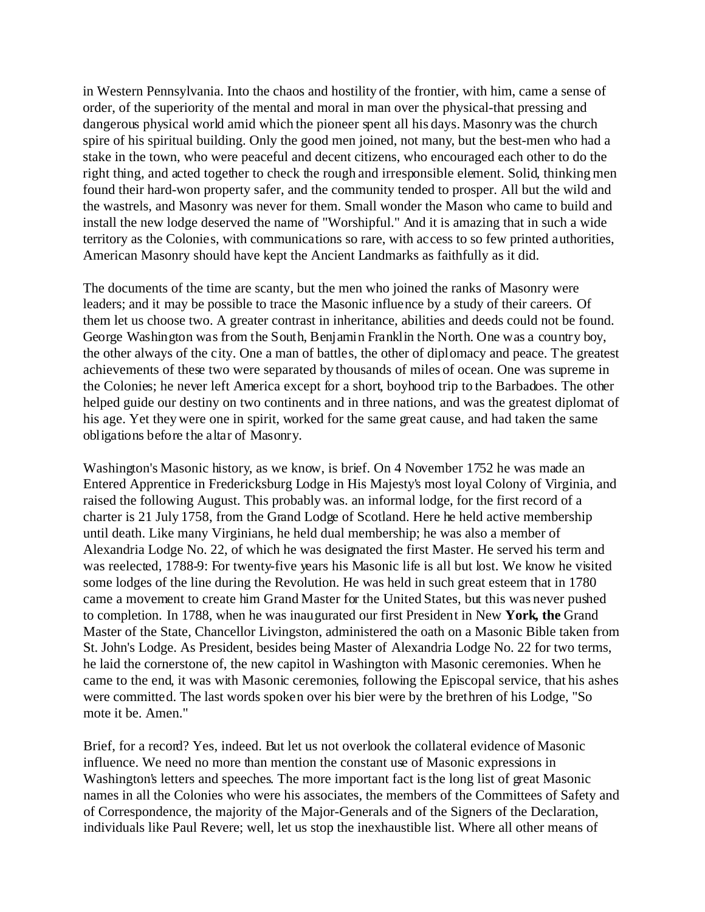in Western Pennsylvania. Into the chaos and hostility of the frontier, with him, came a sense of order, of the superiority of the mental and moral in man over the physical-that pressing and dangerous physical world amid which the pioneer spent all his days. Masonry was the church spire of his spiritual building. Only the good men joined, not many, but the best-men who had a stake in the town, who were peaceful and decent citizens, who encouraged each other to do the right thing, and acted together to check the rough and irresponsible element. Solid, thinking men found their hard-won property safer, and the community tended to prosper. All but the wild and the wastrels, and Masonry was never for them. Small wonder the Mason who came to build and install the new lodge deserved the name of "Worshipful." And it is amazing that in such a wide territory as the Colonies, with communications so rare, with access to so few printed authorities, American Masonry should have kept the Ancient Landmarks as faithfully as it did.

The documents of the time are scanty, but the men who joined the ranks of Masonry were leaders; and it may be possible to trace the Masonic influence by a study of their careers. Of them let us choose two. A greater contrast in inheritance, abilities and deeds could not be found. George Washington was from the South, Benjamin Franklin the North. One was a country boy, the other always of the city. One a man of battles, the other of diplomacy and peace. The greatest achievements of these two were separated by thousands of miles of ocean. One was supreme in the Colonies; he never left America except for a short, boyhood trip to the Barbadoes. The other helped guide our destiny on two continents and in three nations, and was the greatest diplomat of his age. Yet they were one in spirit, worked for the same great cause, and had taken the same obligations before the altar of Masonry.

Washington's Masonic history, as we know, is brief. On 4 November 1752 he was made an Entered Apprentice in Fredericksburg Lodge in His Majesty's most loyal Colony of Virginia, and raised the following August. This probably was. an informal lodge, for the first record of a charter is 21 July 1758, from the Grand Lodge of Scotland. Here he held active membership until death. Like many Virginians, he held dual membership; he was also a member of Alexandria Lodge No. 22, of which he was designated the first Master. He served his term and was reelected, 1788-9: For twenty-five years his Masonic life is all but lost. We know he visited some lodges of the line during the Revolution. He was held in such great esteem that in 1780 came a movement to create him Grand Master for the United States, but this was never pushed to completion. In 1788, when he was inaugurated our first President in New **York, the** Grand Master of the State, Chancellor Livingston, administered the oath on a Masonic Bible taken from St. John's Lodge. As President, besides being Master of Alexandria Lodge No. 22 for two terms, he laid the cornerstone of, the new capitol in Washington with Masonic ceremonies. When he came to the end, it was with Masonic ceremonies, following the Episcopal service, that his ashes were committed. The last words spoken over his bier were by the brethren of his Lodge, "So mote it be. Amen."

Brief, for a record? Yes, indeed. But let us not overlook the collateral evidence of Masonic influence. We need no more than mention the constant use of Masonic expressions in Washington's letters and speeches. The more important fact is the long list of great Masonic names in all the Colonies who were his associates, the members of the Committees of Safety and of Correspondence, the majority of the Major-Generals and of the Signers of the Declaration, individuals like Paul Revere; well, let us stop the inexhaustible list. Where all other means of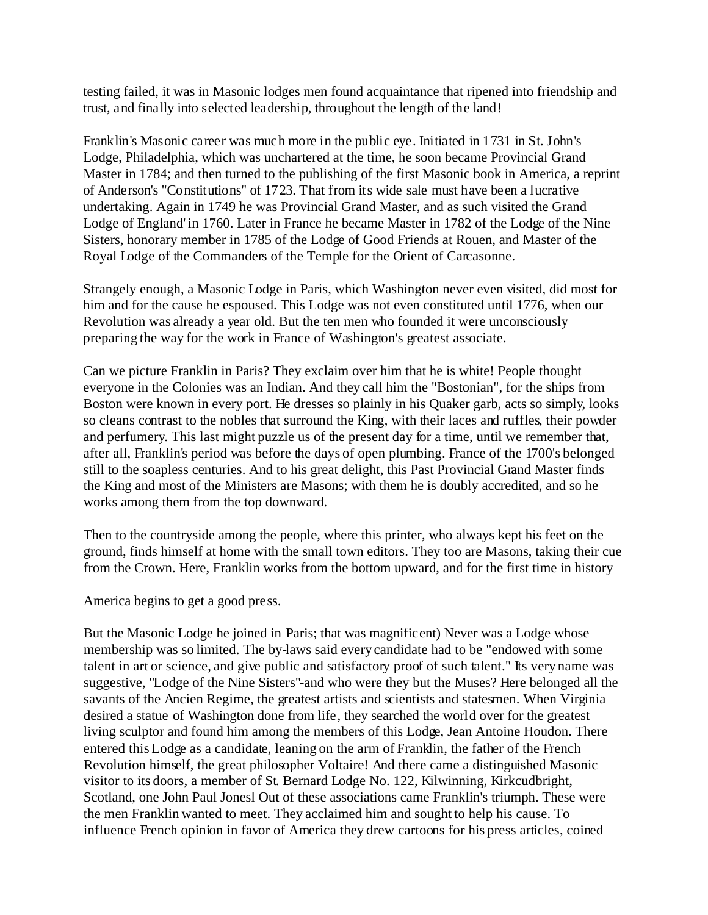testing failed, it was in Masonic lodges men found acquaintance that ripened into friendship and trust, and finally into selected leadership, throughout the length of the land!

Franklin's Masonic career was much more in the public eye. Initiated in 1731 in St. John's Lodge, Philadelphia, which was unchartered at the time, he soon became Provincial Grand Master in 1784; and then turned to the publishing of the first Masonic book in America, a reprint of Anderson's "Constitutions" of 1723. That from its wide sale must have been a lucrative undertaking. Again in 1749 he was Provincial Grand Master, and as such visited the Grand Lodge of England' in 1760. Later in France he became Master in 1782 of the Lodge of the Nine Sisters, honorary member in 1785 of the Lodge of Good Friends at Rouen, and Master of the Royal Lodge of the Commanders of the Temple for the Orient of Carcasonne.

Strangely enough, a Masonic Lodge in Paris, which Washington never even visited, did most for him and for the cause he espoused. This Lodge was not even constituted until 1776, when our Revolution was already a year old. But the ten men who founded it were unconsciously preparing the way for the work in France of Washington's greatest associate.

Can we picture Franklin in Paris? They exclaim over him that he is white! People thought everyone in the Colonies was an Indian. And they call him the "Bostonian", for the ships from Boston were known in every port. He dresses so plainly in his Quaker garb, acts so simply, looks so cleans contrast to the nobles that surround the King, with their laces and ruffles, their powder and perfumery. This last might puzzle us of the present day for a time, until we remember that, after all, Franklin's period was before the days of open plumbing. France of the 1700's belonged still to the soapless centuries. And to his great delight, this Past Provincial Grand Master finds the King and most of the Ministers are Masons; with them he is doubly accredited, and so he works among them from the top downward.

Then to the countryside among the people, where this printer, who always kept his feet on the ground, finds himself at home with the small town editors. They too are Masons, taking their cue from the Crown. Here, Franklin works from the bottom upward, and for the first time in history

America begins to get a good press.

But the Masonic Lodge he joined in Paris; that was magnificent) Never was a Lodge whose membership was so limited. The by-laws said every candidate had to be "endowed with some talent in art or science, and give public and satisfactory proof of such talent." Its very name was suggestive, "Lodge of the Nine Sisters"-and who were they but the Muses? Here belonged all the savants of the Ancien Regime, the greatest artists and scientists and statesmen. When Virginia desired a statue of Washington done from life, they searched the world over for the greatest living sculptor and found him among the members of this Lodge, Jean Antoine Houdon. There entered this Lodge as a candidate, leaning on the arm of Franklin, the father of the French Revolution himself, the great philosopher Voltaire! And there came a distinguished Masonic visitor to its doors, a member of St. Bernard Lodge No. 122, Kilwinning, Kirkcudbright, Scotland, one John Paul Jonesl Out of these associations came Franklin's triumph. These were the men Franklin wanted to meet. They acclaimed him and sought to help his cause. To influence French opinion in favor of America they drew cartoons for his press articles, coined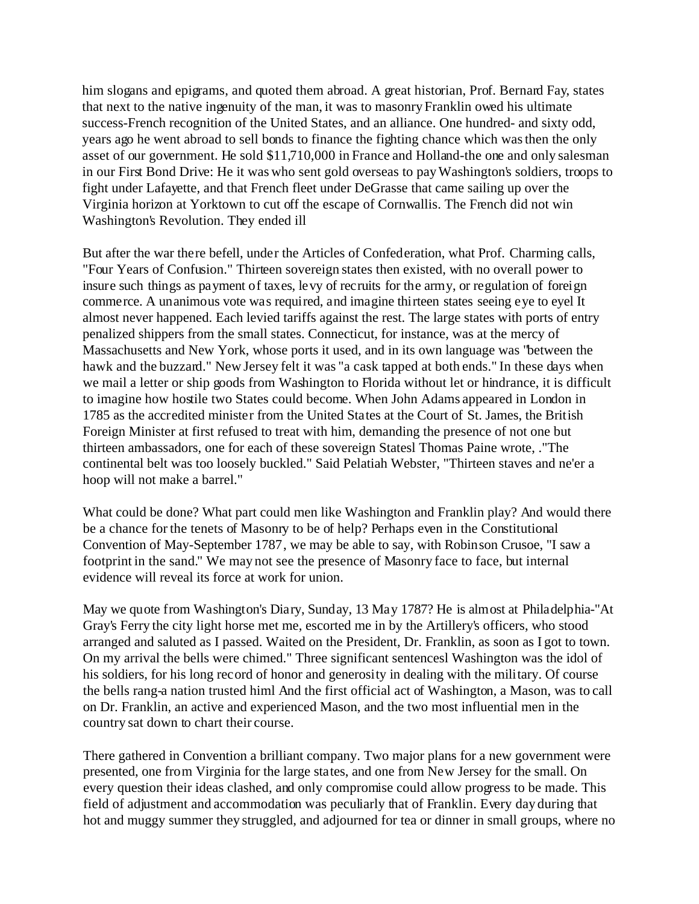him slogans and epigrams, and quoted them abroad. A great historian, Prof. Bernard Fay, states that next to the native ingenuity of the man, it was to masonry Franklin owed his ultimate success-French recognition of the United States, and an alliance. One hundred- and sixty odd, years ago he went abroad to sell bonds to finance the fighting chance which was then the only asset of our government. He sold $11,710,000 in France and Holland-the one and only salesman in our First Bond Drive: He it was who sent gold overseas to pay Washington's soldiers, troops to fight under Lafayette, and that French fleet under DeGrasse that came sailing up over the Virginia horizon at Yorktown to cut off the escape of Cornwallis. The French did not win Washington's Revolution. They ended ill

But after the war there befell, under the Articles of Confederation, what Prof. Charming calls, "Four Years of Confusion." Thirteen sovereign states then existed, with no overall power to insure such things as payment of taxes, levy of recruits for the army, or regulation of foreign commerce. A unanimous vote was required, and imagine thirteen states seeing eye to eyel It almost never happened. Each levied tariffs against the rest. The large states with ports of entry penalized shippers from the small states. Connecticut, for instance, was at the mercy of Massachusetts and New York, whose ports it used, and in its own language was "between the hawk and the buzzard." New Jersey felt it was "a cask tapped at both ends." In these days when we mail a letter or ship goods from Washington to Florida without let or hindrance, it is difficult to imagine how hostile two States could become. When John Adams appeared in London in 1785 as the accredited minister from the United States at the Court of St. James, the British Foreign Minister at first refused to treat with him, demanding the presence of not one but thirteen ambassadors, one for each of these sovereign Statesl Thomas Paine wrote, ."The continental belt was too loosely buckled." Said Pelatiah Webster, "Thirteen staves and ne'er a hoop will not make a barrel."

What could be done? What part could men like Washington and Franklin play? And would there be a chance for the tenets of Masonry to be of help? Perhaps even in the Constitutional Convention of May-September 1787, we may be able to say, with Robinson Crusoe, "I saw a footprint in the sand." We may not see the presence of Masonry face to face, but internal evidence will reveal its force at work for union.

May we quote from Washington's Diary, Sunday, 13 May 1787? He is almost at Philadelphia-"At Gray's Ferry the city light horse met me, escorted me in by the Artillery's officers, who stood arranged and saluted as I passed. Waited on the President, Dr. Franklin, as soon as I got to town. On my arrival the bells were chimed." Three significant sentencesl Washington was the idol of his soldiers, for his long record of honor and generosity in dealing with the military. Of course the bells rang-a nation trusted himl And the first official act of Washington, a Mason, was to call on Dr. Franklin, an active and experienced Mason, and the two most influential men in the country sat down to chart their course.

There gathered in Convention a brilliant company. Two major plans for a new government were presented, one from Virginia for the large states, and one from New Jersey for the small. On every question their ideas clashed, and only compromise could allow progress to be made. This field of adjustment and accommodation was peculiarly that of Franklin. Every day during that hot and muggy summer they struggled, and adjourned for tea or dinner in small groups, where no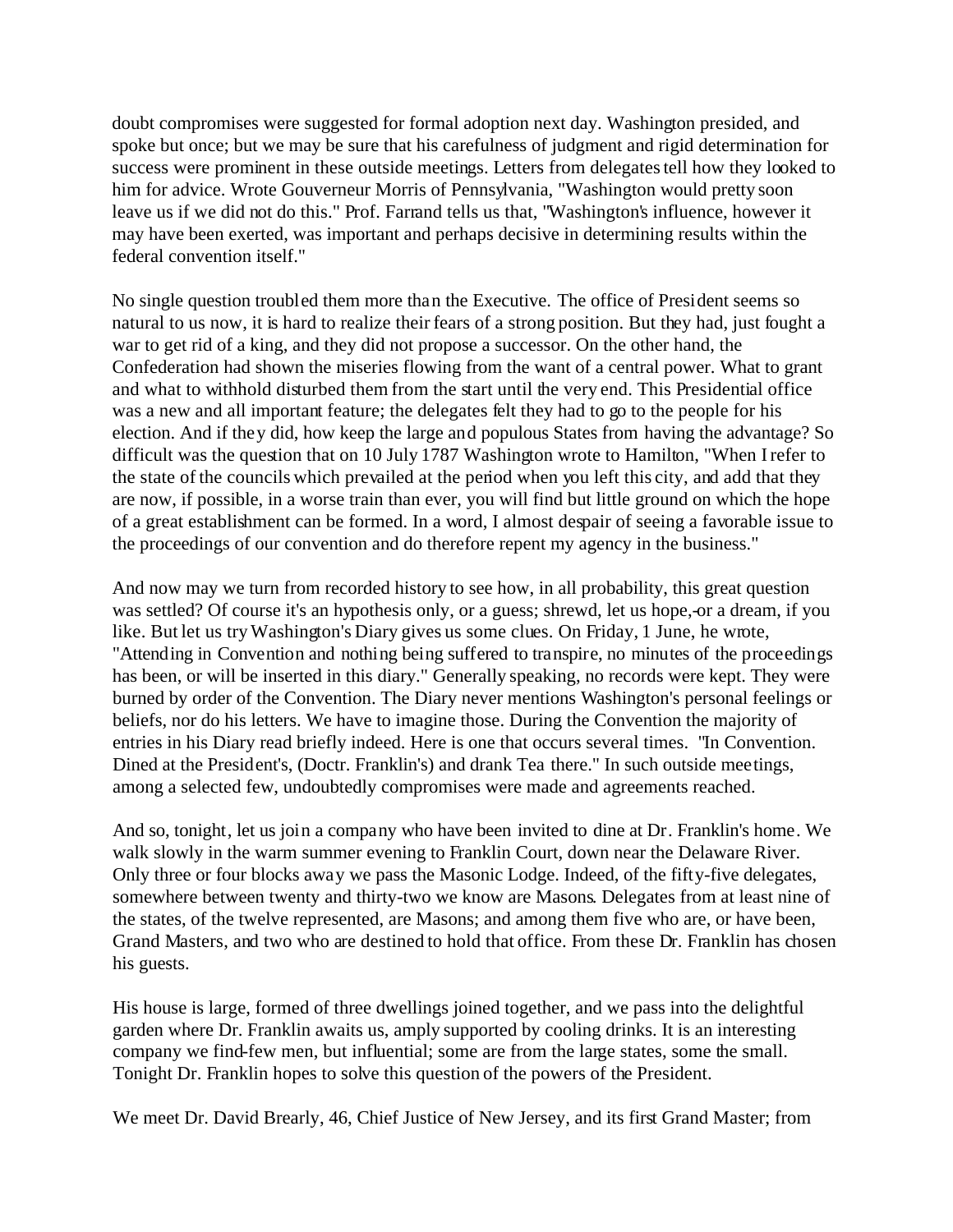doubt compromises were suggested for formal adoption next day. Washington presided, and spoke but once; but we may be sure that his carefulness of judgment and rigid determination for success were prominent in these outside meetings. Letters from delegates tell how they looked to him for advice. Wrote Gouverneur Morris of Pennsylvania, "Washington would pretty soon leave us if we did not do this." Prof. Farrand tells us that, "Washington's influence, however it may have been exerted, was important and perhaps decisive in determining results within the federal convention itself."

No single question troubled them more than the Executive. The office of President seems so natural to us now, it is hard to realize their fears of a strong position. But they had, just fought a war to get rid of a king, and they did not propose a successor. On the other hand, the Confederation had shown the miseries flowing from the want of a central power. What to grant and what to withhold disturbed them from the start until the very end. This Presidential office was a new and all important feature; the delegates felt they had to go to the people for his election. And if they did, how keep the large and populous States from having the advantage? So difficult was the question that on 10 July 1787 Washington wrote to Hamilton, "When I refer to the state of the councils which prevailed at the period when you left this city, and add that they are now, if possible, in a worse train than ever, you will find but little ground on which the hope of a great establishment can be formed. In a word, I almost despair of seeing a favorable issue to the proceedings of our convention and do therefore repent my agency in the business."

And now may we turn from recorded history to see how, in all probability, this great question was settled? Of course it's an hypothesis only, or a guess; shrewd, let us hope,-or a dream, if you like. But let us try Washington's Diary gives us some clues. On Friday, 1 June, he wrote, "Attending in Convention and nothing being suffered to transpire, no minutes of the proceedings has been, or will be inserted in this diary." Generally speaking, no records were kept. They were burned by order of the Convention. The Diary never mentions Washington's personal feelings or beliefs, nor do his letters. We have to imagine those. During the Convention the majority of entries in his Diary read briefly indeed. Here is one that occurs several times. "In Convention. Dined at the President's, (Doctr. Franklin's) and drank Tea there." In such outside meetings, among a selected few, undoubtedly compromises were made and agreements reached.

And so, tonight, let us join a company who have been invited to dine at Dr. Franklin's home. We walk slowly in the warm summer evening to Franklin Court, down near the Delaware River. Only three or four blocks away we pass the Masonic Lodge. Indeed, of the fifty-five delegates, somewhere between twenty and thirty-two we know are Masons. Delegates from at least nine of the states, of the twelve represented, are Masons; and among them five who are, or have been, Grand Masters, and two who are destined to hold that office. From these Dr. Franklin has chosen his guests.

His house is large, formed of three dwellings joined together, and we pass into the delightful garden where Dr. Franklin awaits us, amply supported by cooling drinks. It is an interesting company we find-few men, but influential; some are from the large states, some the small. Tonight Dr. Franklin hopes to solve this question of the powers of the President.

We meet Dr. David Brearly, 46, Chief Justice of New Jersey, and its first Grand Master; from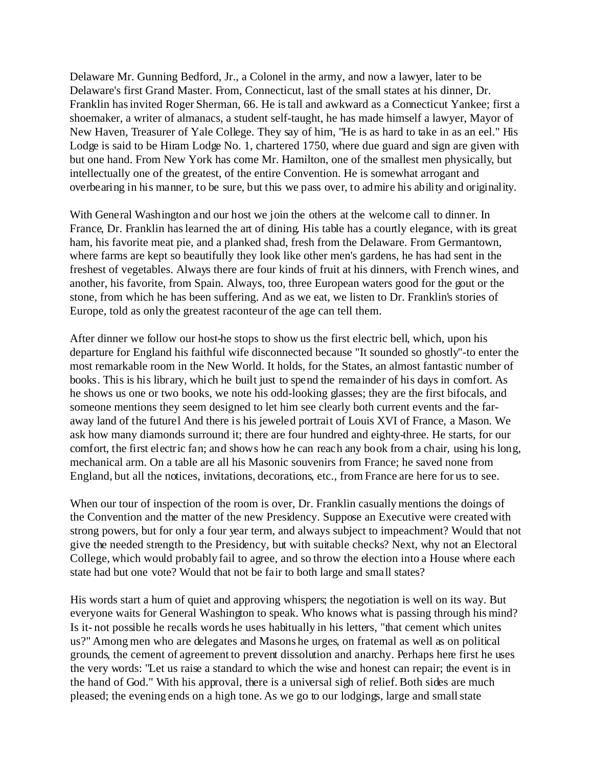Delaware Mr. Gunning Bedford, Jr., a Colonel in the army, and now a lawyer, later to be Delaware's first Grand Master. From, Connecticut, last of the small states at his dinner, Dr. Franklin has invited Roger Sherman, 66. He is tall and awkward as a Connecticut Yankee; first a shoemaker, a writer of almanacs, a student self-taught, he has made himself a lawyer, Mayor of New Haven, Treasurer of Yale College. They say of him, "He is as hard to take in as an eel." His Lodge is said to be Hiram Lodge No. 1, chartered 1750, where due guard and sign are given with but one hand. From New York has come Mr. Hamilton, one of the smallest men physically, but intellectually one of the greatest, of the entire Convention. He is somewhat arrogant and overbearing in his manner, to be sure, but this we pass over, to admire his ability and originality.

With General Washington and our host we join the others at the welcome call to dinner. In France, Dr. Franklin has learned the art of dining. His table has a courtly elegance, with its great ham, his favorite meat pie, and a planked shad, fresh from the Delaware. From Germantown, where farms are kept so beautifully they look like other men's gardens, he has had sent in the freshest of vegetables. Always there are four kinds of fruit at his dinners, with French wines, and another, his favorite, from Spain. Always, too, three European waters good for the gout or the stone, from which he has been suffering. And as we eat, we listen to Dr. Franklin's stories of Europe, told as only the greatest raconteur of the age can tell them.

After dinner we follow our host-he stops to show us the first electric bell, which, upon his departure for England his faithful wife disconnected because "It sounded so ghostly"-to enter the most remarkable room in the New World. It holds, for the States, an almost fantastic number of books. This is his library, which he built just to spend the remainder of his days in comfort. As he shows us one or two books, we note his odd-looking glasses; they are the first bifocals, and someone mentions they seem designed to let him see clearly both current events and the far-away land of the futurel And there is his jeweled portrait of Louis XVI of France, a Mason. We ask how many diamonds surround it; there are four hundred and eighty-three. He starts, for our comfort, the first electric fan; and shows how he can reach any book from a chair, using his long, mechanical arm. On a table are all his Masonic souvenirs from France; he saved none from England, but all the notices, invitations, decorations, etc., from France are here for us to see.

When our tour of inspection of the room is over, Dr. Franklin casually mentions the doings of the Convention and the matter of the new Presidency. Suppose an Executive were created with strong powers, but for only a four year term, and always subject to impeachment? Would that not give the needed strength to the Presidency, but with suitable checks? Next, why not an Electoral College, which would probably fail to agree, and so throw the election into a House where each state had but one vote? Would that not be fair to both large and small states?

His words start a hum of quiet and approving whispers; the negotiation is well on its way. But everyone waits for General Washington to speak. Who knows what is passing through his mind? Is it- not possible he recalls words he uses habitually in his letters, "that cement which unites us?" Among men who are delegates and Masons he urges, on fraternal as well as on political grounds, the cement of agreement to prevent dissolution and anarchy. Perhaps here first he uses the very words: "Let us raise a standard to which the wise and honest can repair; the event is in the hand of God." With his approval, there is a universal sigh of relief. Both sides are much pleased; the evening ends on a high tone. As we go to our lodgings, large and small state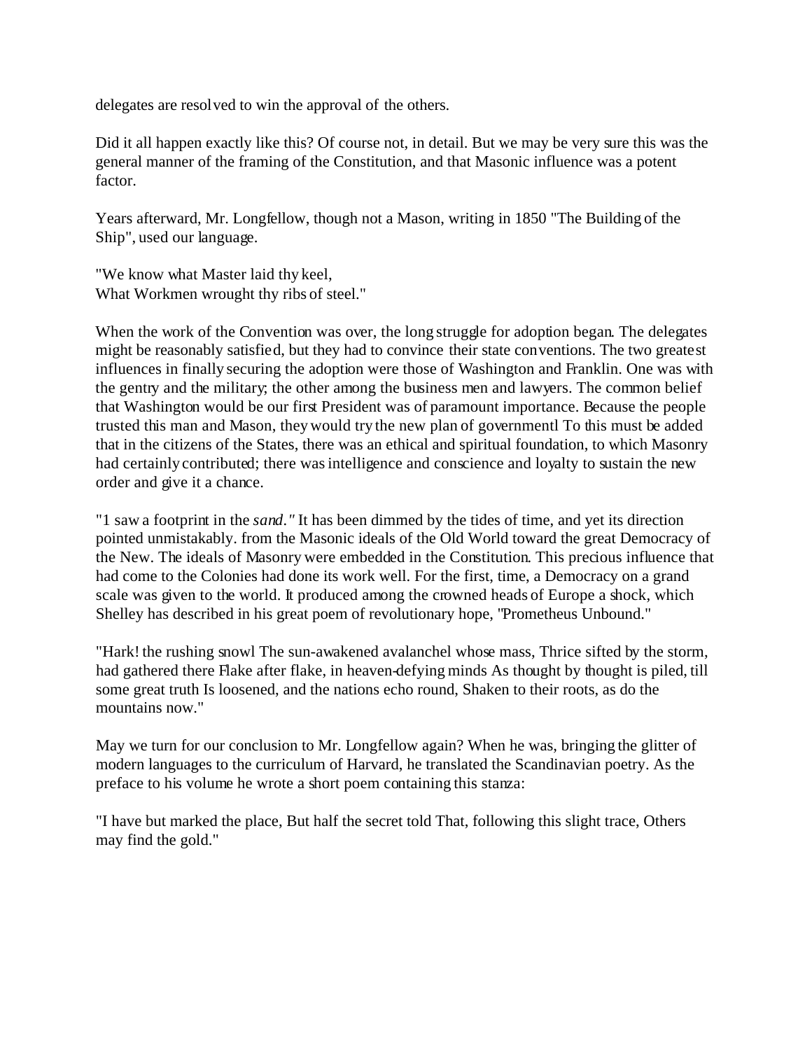delegates are resolved to win the approval of the others.

Did it all happen exactly like this? Of course not, in detail. But we may be very sure this was the general manner of the framing of the Constitution, and that Masonic influence was a potent factor.

Years afterward, Mr. Longfellow, though not a Mason, writing in 1850 "The Building of the Ship", used our language.

"We know what Master laid thy keel,
What Workmen wrought thy ribs of steel."

When the work of the Convention was over, the long struggle for adoption began. The delegates might be reasonably satisfied, but they had to convince their state conventions. The two greatest influences in finally securing the adoption were those of Washington and Franklin. One was with the gentry and the military; the other among the business men and lawyers. The common belief that Washington would be our first President was of paramount importance. Because the people trusted this man and Mason, they would try the new plan of governmentl To this must be added that in the citizens of the States, there was an ethical and spiritual foundation, to which Masonry had certainly contributed; there was intelligence and conscience and loyalty to sustain the new order and give it a chance.

"1 saw a footprint in the *sand."* It has been dimmed by the tides of time, and yet its direction pointed unmistakably. from the Masonic ideals of the Old World toward the great Democracy of the New. The ideals of Masonry were embedded in the Constitution. This precious influence that had come to the Colonies had done its work well. For the first, time, a Democracy on a grand scale was given to the world. It produced among the crowned heads of Europe a shock, which Shelley has described in his great poem of revolutionary hope, "Prometheus Unbound."

"Hark! the rushing snowl The sun-awakened avalanchel whose mass, Thrice sifted by the storm, had gathered there Flake after flake, in heaven-defying minds As thought by thought is piled, till some great truth Is loosened, and the nations echo round, Shaken to their roots, as do the mountains now."

May we turn for our conclusion to Mr. Longfellow again? When he was, bringing the glitter of modern languages to the curriculum of Harvard, he translated the Scandinavian poetry. As the preface to his volume he wrote a short poem containing this stanza:

"I have but marked the place, But half the secret told That, following this slight trace, Others may find the gold."